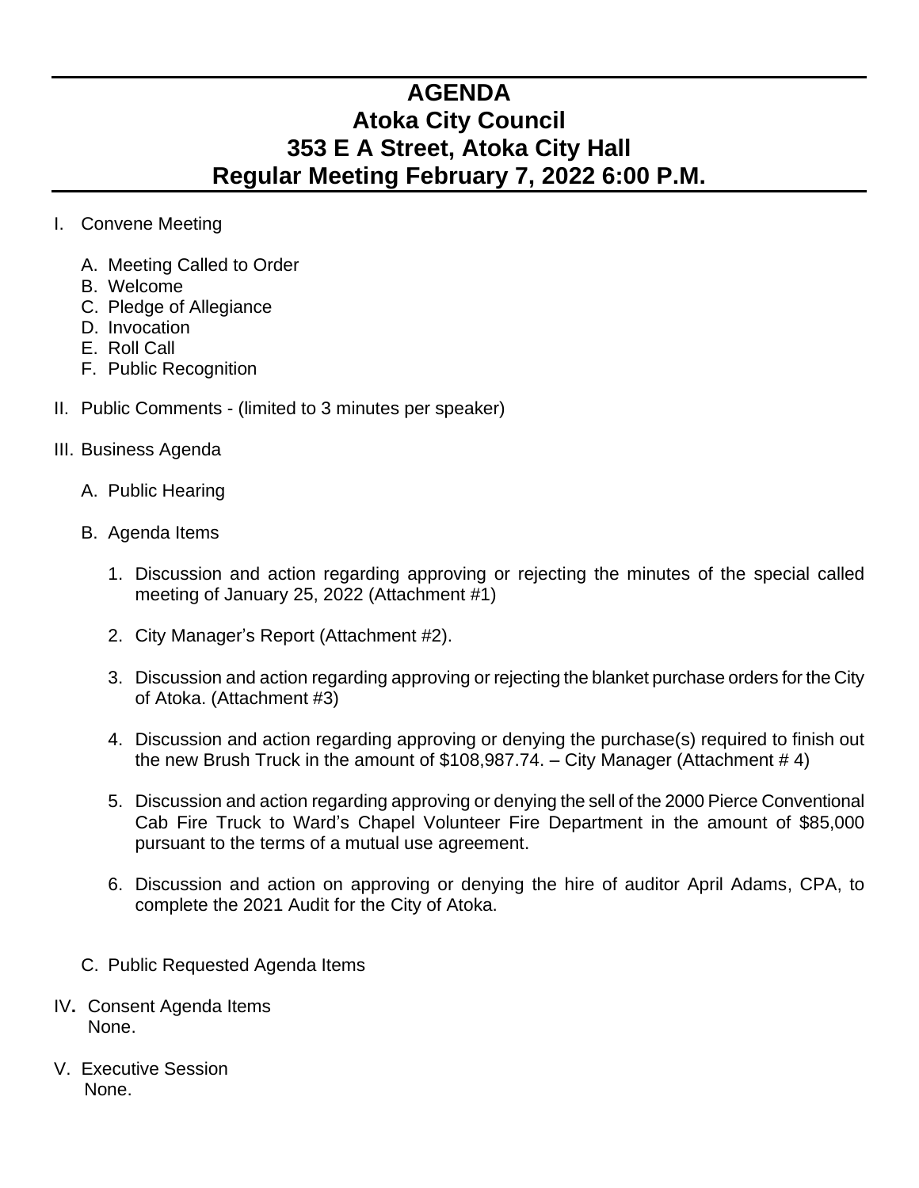# AGENDA
# Atoka City Council
# 353 E A Street, Atoka City Hall
# Regular Meeting February 7, 2022 6:00 P.M.

I. Convene Meeting

   A. Meeting Called to Order
   B. Welcome
   C. Pledge of Allegiance
   D. Invocation
   E. Roll Call
   F. Public Recognition

II. Public Comments - (limited to 3 minutes per speaker)

III. Business Agenda

   A. Public Hearing

   B. Agenda Items

      1. Discussion and action regarding approving or rejecting the minutes of the special called meeting of January 25, 2022 (Attachment #1)

      2. City Manager's Report (Attachment #2).

      3. Discussion and action regarding approving or rejecting the blanket purchase orders for the City of Atoka. (Attachment #3)

      4. Discussion and action regarding approving or denying the purchase(s) required to finish out the new Brush Truck in the amount of $108,987.74. – City Manager (Attachment # 4)

      5. Discussion and action regarding approving or denying the sell of the 2000 Pierce Conventional Cab Fire Truck to Ward's Chapel Volunteer Fire Department in the amount of $85,000 pursuant to the terms of a mutual use agreement.

      6. Discussion and action on approving or denying the hire of auditor April Adams, CPA, to complete the 2021 Audit for the City of Atoka.

   C. Public Requested Agenda Items

IV**.** Consent Agenda Items
   None.

V. Executive Session
   None.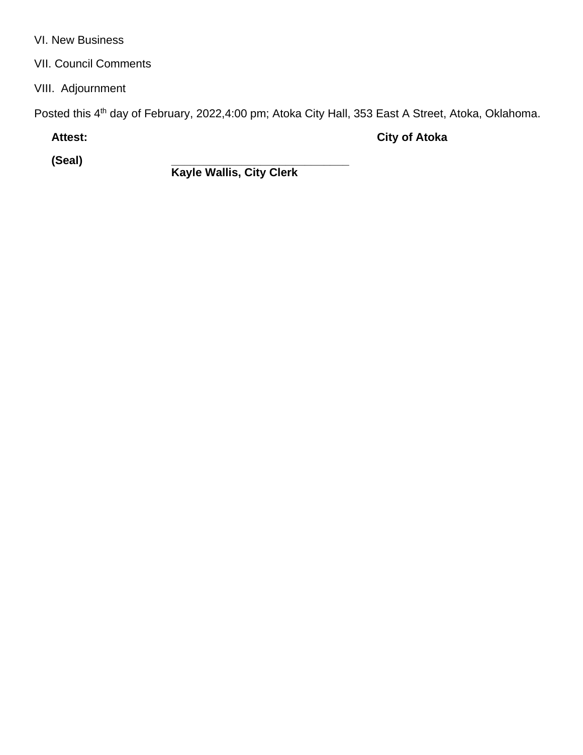VI. New Business

VII. Council Comments

VIII. Adjournment

Posted this 4th day of February, 2022,4:00 pm; Atoka City Hall, 353 East A Street, Atoka, Oklahoma.

**Attest:** **City of Atoka**

**(Seal)**

\_\_\_\_\_\_\_\_\_\_\_\_\_\_\_\_\_\_\_\_\_\_\_\_\_\_\_\_\_\_

**Kayle Wallis, City Clerk**